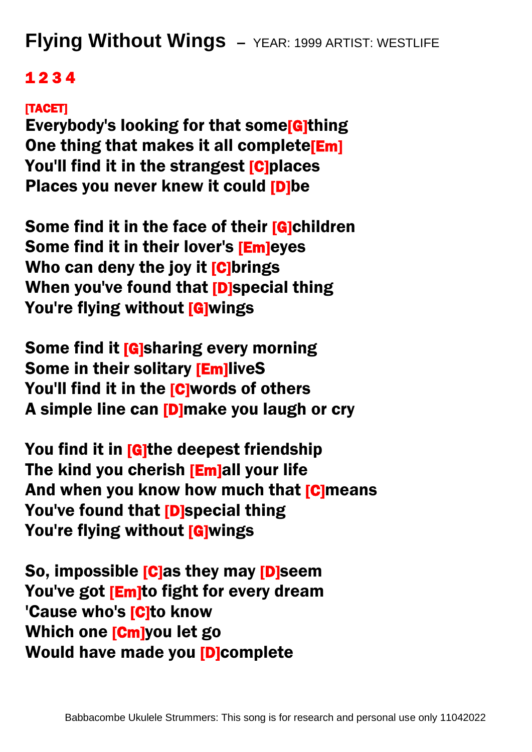# Flying Without Wings – YEAR: 1999 ARTIST: WESTLIFE

**1 2 3 4**

**[TACET]**
**Everybody's looking for that some[G]thing**
**One thing that makes it all complete[Em]**
**You'll find it in the strangest [C]places**
**Places you never knew it could [D]be**

**Some find it in the face of their [G]children**
**Some find it in their lover's [Em]eyes**
**Who can deny the joy it [C]brings**
**When you've found that [D]special thing**
**You're flying without [G]wings**

**Some find it [G]sharing every morning**
**Some in their solitary [Em]liveS**
**You'll find it in the [C]words of others**
**A simple line can [D]make you laugh or cry**

**You find it in [G]the deepest friendship**
**The kind you cherish [Em]all your life**
**And when you know how much that [C]means**
**You've found that [D]special thing**
**You're flying without [G]wings**

**So, impossible [C]as they may [D]seem**
**You've got [Em]to fight for every dream**
**'Cause who's [C]to know**
**Which one [Cm]you let go**
**Would have made you [D]complete**

Babbacombe Ukulele Strummers: This song is for research and personal use only 11042022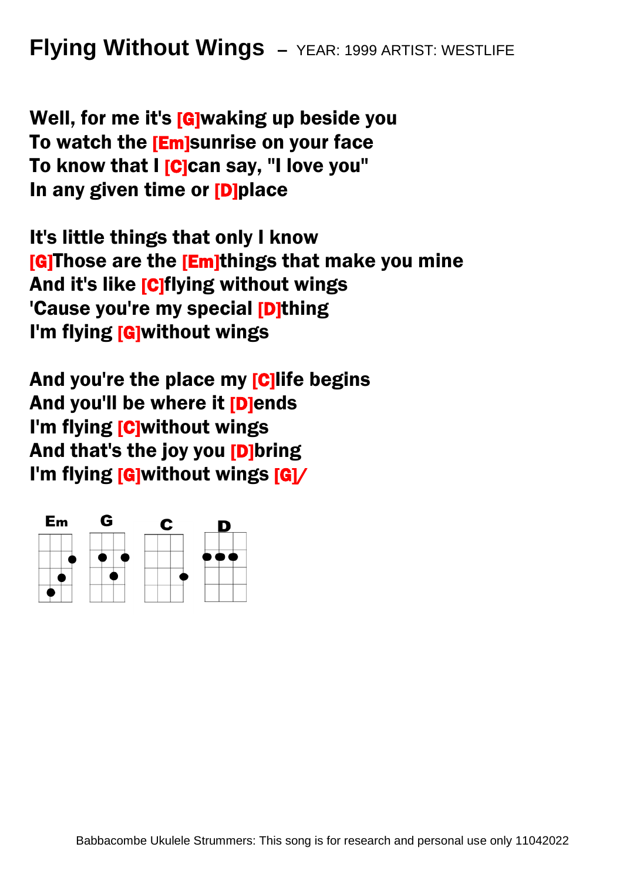# Flying Without Wings – YEAR: 1999 ARTIST: WESTLIFE

**Well, for me it's [G]waking up beside you**
**To watch the [Em]sunrise on your face**
**To know that I [C]can say, "I love you"**
**In any given time or [D]place**

**It's little things that only I know**
**[G]Those are the [Em]things that make you mine**
**And it's like [C]flying without wings**
**'Cause you're my special [D]thing**
**I'm flying [G]without wings**

**And you're the place my [C]life begins**
**And you'll be where it [D]ends**
**I'm flying [C]without wings**
**And that's the joy you [D]bring**
**I'm flying [G]without wings [G]/**

Em G C D

Babbacombe Ukulele Strummers: This song is for research and personal use only 11042022